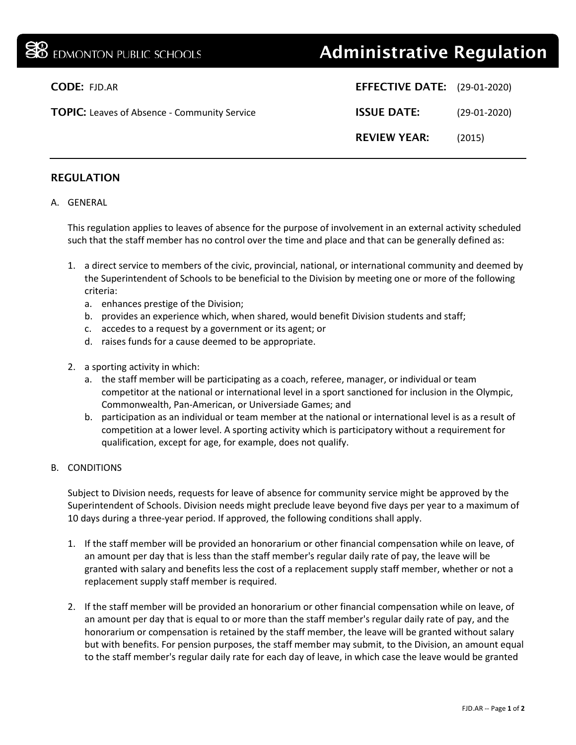EDMONTON PUBLIC SCHOOLS

# Administrative Regulation

**CODE:** FJD.AR

**TOPIC:** Leaves of Absence - Community Service

**EFFECTIVE DATE:** (29-01-2020)

**ISSUE DATE:** (29-01-2020)

**REVIEW YEAR:** (2015)

## REGULATION

A. GENERAL

This regulation applies to leaves of absence for the purpose of involvement in an external activity scheduled such that the staff member has no control over the time and place and that can be generally defined as:

1. a direct service to members of the civic, provincial, national, or international community and deemed by the Superintendent of Schools to be beneficial to the Division by meeting one or more of the following criteria:
   a. enhances prestige of the Division;
   b. provides an experience which, when shared, would benefit Division students and staff;
   c. accedes to a request by a government or its agent; or
   d. raises funds for a cause deemed to be appropriate.

2. a sporting activity in which:
   a. the staff member will be participating as a coach, referee, manager, or individual or team competitor at the national or international level in a sport sanctioned for inclusion in the Olympic, Commonwealth, Pan-American, or Universiade Games; and
   b. participation as an individual or team member at the national or international level is as a result of competition at a lower level. A sporting activity which is participatory without a requirement for qualification, except for age, for example, does not qualify.

B. CONDITIONS

Subject to Division needs, requests for leave of absence for community service might be approved by the Superintendent of Schools. Division needs might preclude leave beyond five days per year to a maximum of 10 days during a three-year period. If approved, the following conditions shall apply.

1. If the staff member will be provided an honorarium or other financial compensation while on leave, of an amount per day that is less than the staff member's regular daily rate of pay, the leave will be granted with salary and benefits less the cost of a replacement supply staff member, whether or not a replacement supply staff member is required.

2. If the staff member will be provided an honorarium or other financial compensation while on leave, of an amount per day that is equal to or more than the staff member's regular daily rate of pay, and the honorarium or compensation is retained by the staff member, the leave will be granted without salary but with benefits. For pension purposes, the staff member may submit, to the Division, an amount equal to the staff member's regular daily rate for each day of leave, in which case the leave would be granted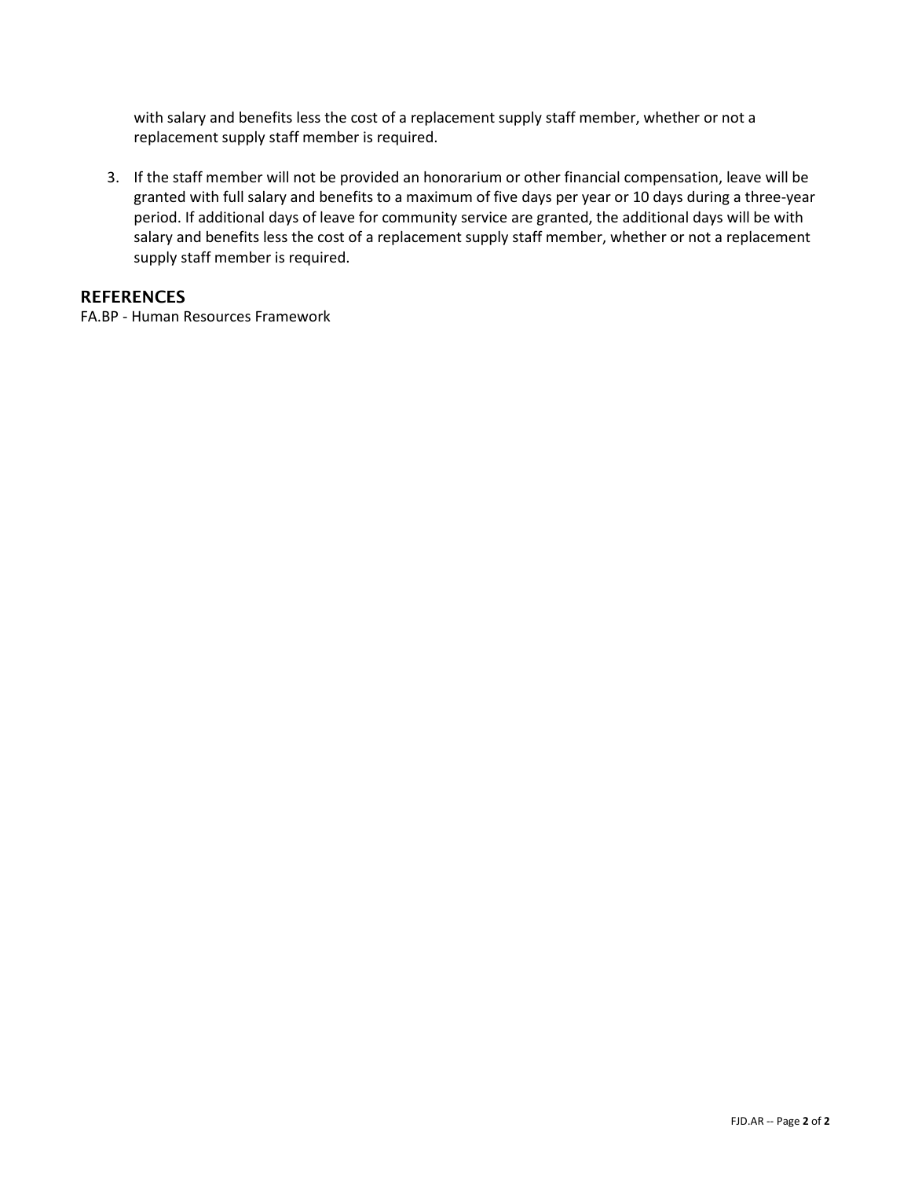with salary and benefits less the cost of a replacement supply staff member, whether or not a replacement supply staff member is required.

3. If the staff member will not be provided an honorarium or other financial compensation, leave will be granted with full salary and benefits to a maximum of five days per year or 10 days during a three-year period. If additional days of leave for community service are granted, the additional days will be with salary and benefits less the cost of a replacement supply staff member, whether or not a replacement supply staff member is required.

## REFERENCES

FA.BP - Human Resources Framework